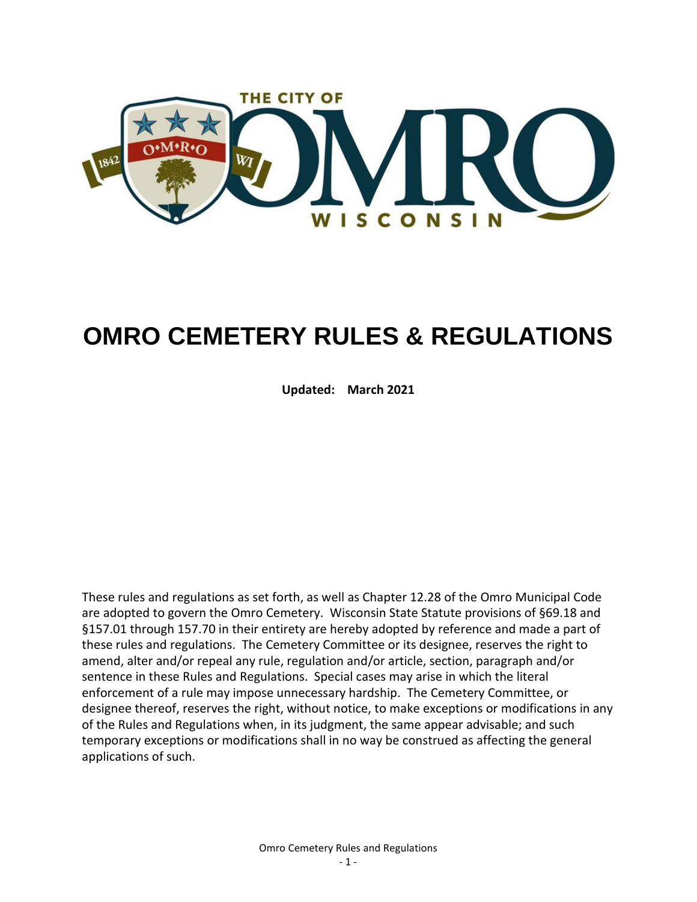# OMRO CEMETERY RULES & REGULATIONS

**Updated: March 2021**

These rules and regulations as set forth, as well as Chapter 12.28 of the Omro Municipal Code are adopted to govern the Omro Cemetery. Wisconsin State Statute provisions of §69.18 and §157.01 through 157.70 in their entirety are hereby adopted by reference and made a part of these rules and regulations. The Cemetery Committee or its designee, reserves the right to amend, alter and/or repeal any rule, regulation and/or article, section, paragraph and/or sentence in these Rules and Regulations. Special cases may arise in which the literal enforcement of a rule may impose unnecessary hardship. The Cemetery Committee, or designee thereof, reserves the right, without notice, to make exceptions or modifications in any of the Rules and Regulations when, in its judgment, the same appear advisable; and such temporary exceptions or modifications shall in no way be construed as affecting the general applications of such.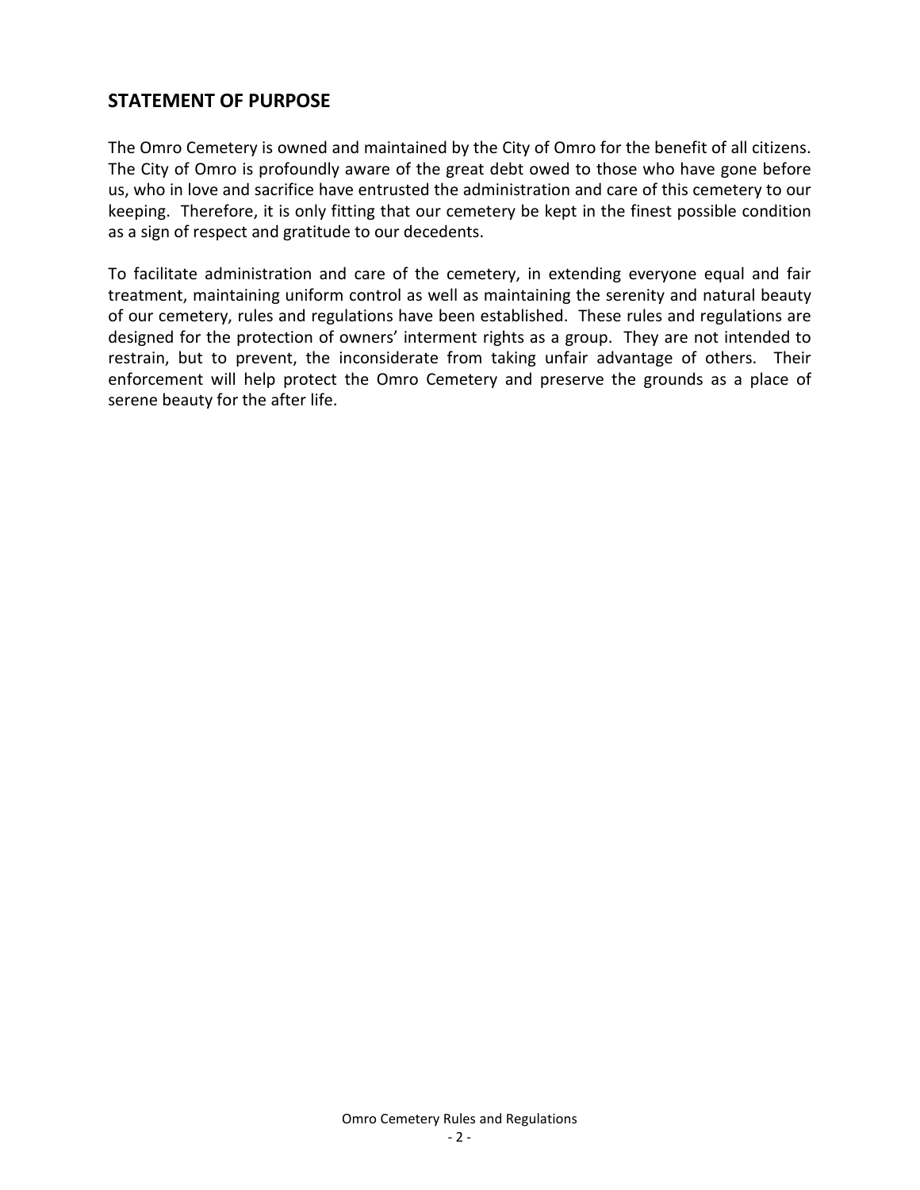## STATEMENT OF PURPOSE

The Omro Cemetery is owned and maintained by the City of Omro for the benefit of all citizens. The City of Omro is profoundly aware of the great debt owed to those who have gone before us, who in love and sacrifice have entrusted the administration and care of this cemetery to our keeping. Therefore, it is only fitting that our cemetery be kept in the finest possible condition as a sign of respect and gratitude to our decedents.

To facilitate administration and care of the cemetery, in extending everyone equal and fair treatment, maintaining uniform control as well as maintaining the serenity and natural beauty of our cemetery, rules and regulations have been established. These rules and regulations are designed for the protection of owners' interment rights as a group. They are not intended to restrain, but to prevent, the inconsiderate from taking unfair advantage of others. Their enforcement will help protect the Omro Cemetery and preserve the grounds as a place of serene beauty for the after life.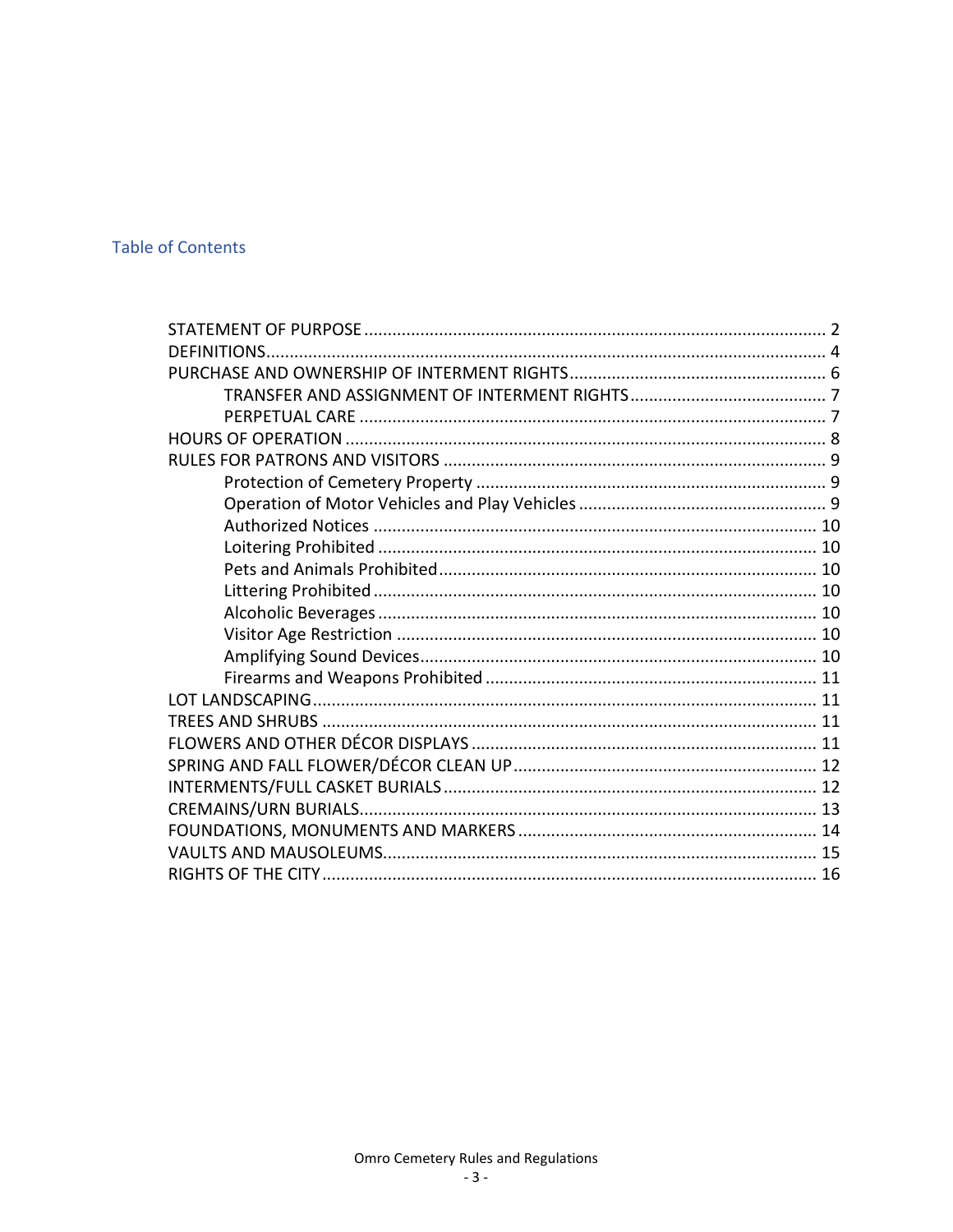## Table of Contents

- STATEMENT OF PURPOSE ..... 2
- DEFINITIONS ..... 4
- PURCHASE AND OWNERSHIP OF INTERMENT RIGHTS ..... 6
    - TRANSFER AND ASSIGNMENT OF INTERMENT RIGHTS ..... 7
    - PERPETUAL CARE ..... 7
- HOURS OF OPERATION ..... 8
- RULES FOR PATRONS AND VISITORS ..... 9
    - Protection of Cemetery Property ..... 9
    - Operation of Motor Vehicles and Play Vehicles ..... 9
    - Authorized Notices ..... 10
    - Loitering Prohibited ..... 10
    - Pets and Animals Prohibited ..... 10
    - Littering Prohibited ..... 10
    - Alcoholic Beverages ..... 10
    - Visitor Age Restriction ..... 10
    - Amplifying Sound Devices ..... 10
    - Firearms and Weapons Prohibited ..... 11
- LOT LANDSCAPING ..... 11
- TREES AND SHRUBS ..... 11
- FLOWERS AND OTHER DÉCOR DISPLAYS ..... 11
- SPRING AND FALL FLOWER/DÉCOR CLEAN UP ..... 12
- INTERMENTS/FULL CASKET BURIALS ..... 12
- CREMAINS/URN BURIALS ..... 13
- FOUNDATIONS, MONUMENTS AND MARKERS ..... 14
- VAULTS AND MAUSOLEUMS ..... 15
- RIGHTS OF THE CITY ..... 16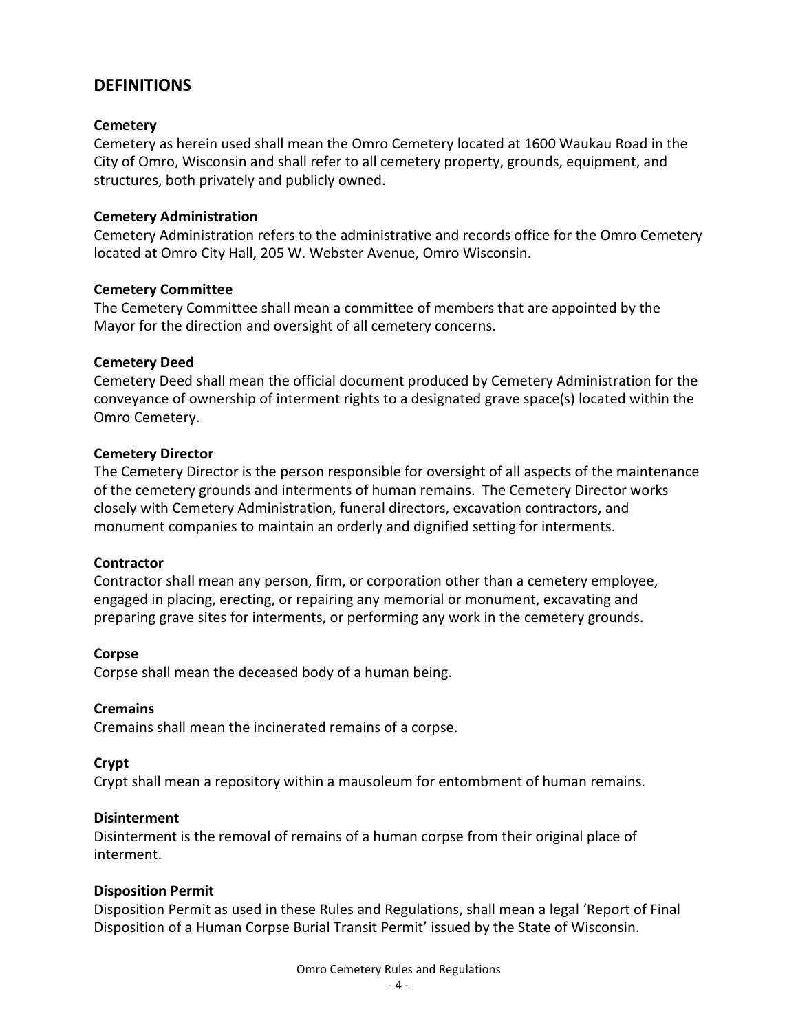## DEFINITIONS

**Cemetery**

Cemetery as herein used shall mean the Omro Cemetery located at 1600 Waukau Road in the City of Omro, Wisconsin and shall refer to all cemetery property, grounds, equipment, and structures, both privately and publicly owned.

**Cemetery Administration**

Cemetery Administration refers to the administrative and records office for the Omro Cemetery located at Omro City Hall, 205 W. Webster Avenue, Omro Wisconsin.

**Cemetery Committee**

The Cemetery Committee shall mean a committee of members that are appointed by the Mayor for the direction and oversight of all cemetery concerns.

**Cemetery Deed**

Cemetery Deed shall mean the official document produced by Cemetery Administration for the conveyance of ownership of interment rights to a designated grave space(s) located within the Omro Cemetery.

**Cemetery Director**

The Cemetery Director is the person responsible for oversight of all aspects of the maintenance of the cemetery grounds and interments of human remains. The Cemetery Director works closely with Cemetery Administration, funeral directors, excavation contractors, and monument companies to maintain an orderly and dignified setting for interments.

**Contractor**

Contractor shall mean any person, firm, or corporation other than a cemetery employee, engaged in placing, erecting, or repairing any memorial or monument, excavating and preparing grave sites for interments, or performing any work in the cemetery grounds.

**Corpse**

Corpse shall mean the deceased body of a human being.

**Cremains**

Cremains shall mean the incinerated remains of a corpse.

**Crypt**

Crypt shall mean a repository within a mausoleum for entombment of human remains.

**Disinterment**

Disinterment is the removal of remains of a human corpse from their original place of interment.

**Disposition Permit**

Disposition Permit as used in these Rules and Regulations, shall mean a legal 'Report of Final Disposition of a Human Corpse Burial Transit Permit' issued by the State of Wisconsin.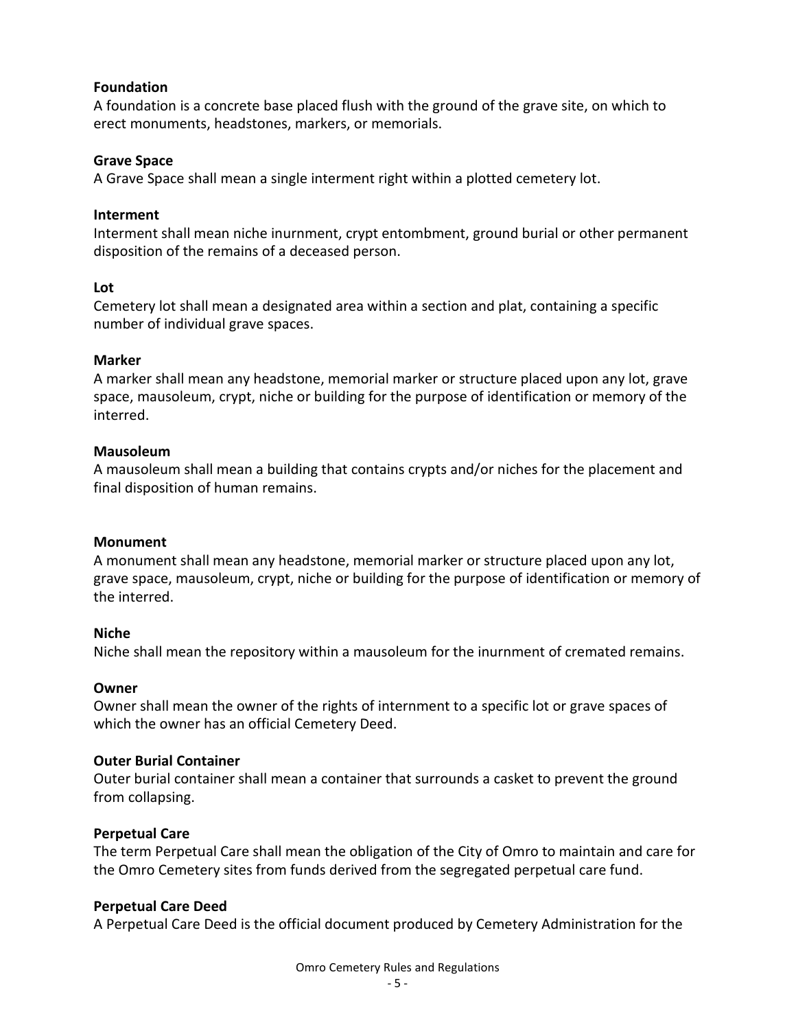**Foundation**
A foundation is a concrete base placed flush with the ground of the grave site, on which to erect monuments, headstones, markers, or memorials.

**Grave Space**
A Grave Space shall mean a single interment right within a plotted cemetery lot.

**Interment**
Interment shall mean niche inurnment, crypt entombment, ground burial or other permanent disposition of the remains of a deceased person.

**Lot**
Cemetery lot shall mean a designated area within a section and plat, containing a specific number of individual grave spaces.

**Marker**
A marker shall mean any headstone, memorial marker or structure placed upon any lot, grave space, mausoleum, crypt, niche or building for the purpose of identification or memory of the interred.

**Mausoleum**
A mausoleum shall mean a building that contains crypts and/or niches for the placement and final disposition of human remains.

**Monument**
A monument shall mean any headstone, memorial marker or structure placed upon any lot, grave space, mausoleum, crypt, niche or building for the purpose of identification or memory of the interred.

**Niche**
Niche shall mean the repository within a mausoleum for the inurnment of cremated remains.

**Owner**
Owner shall mean the owner of the rights of internment to a specific lot or grave spaces of which the owner has an official Cemetery Deed.

**Outer Burial Container**
Outer burial container shall mean a container that surrounds a casket to prevent the ground from collapsing.

**Perpetual Care**
The term Perpetual Care shall mean the obligation of the City of Omro to maintain and care for the Omro Cemetery sites from funds derived from the segregated perpetual care fund.

**Perpetual Care Deed**
A Perpetual Care Deed is the official document produced by Cemetery Administration for the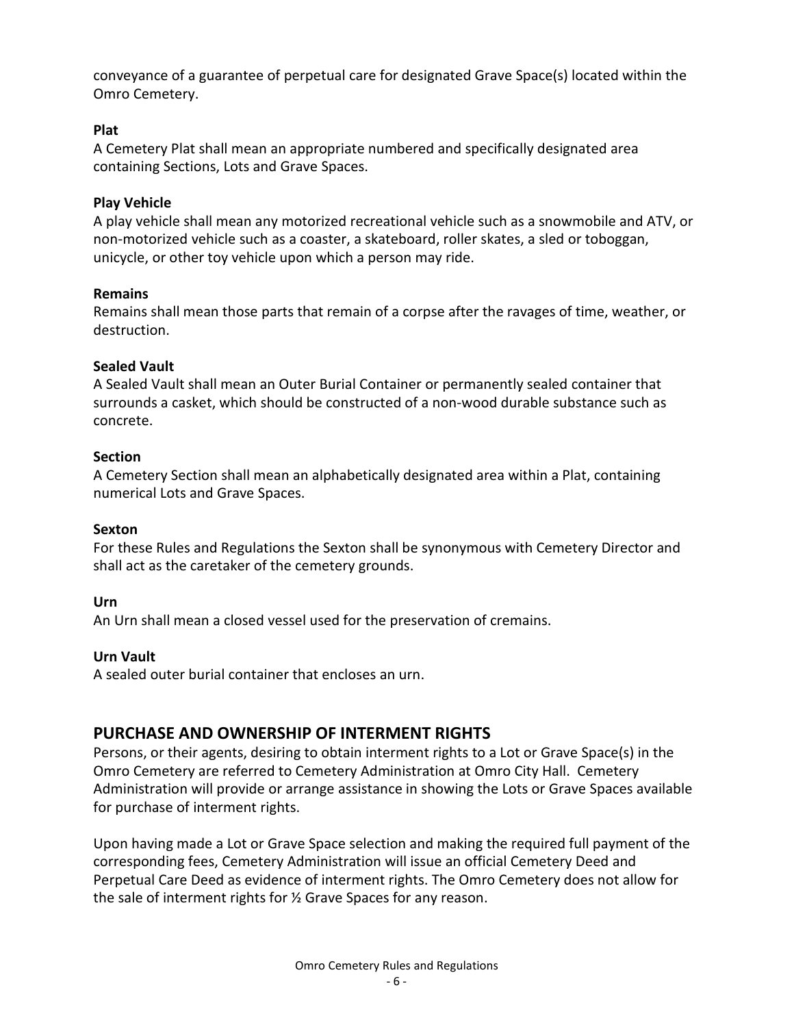conveyance of a guarantee of perpetual care for designated Grave Space(s) located within the Omro Cemetery.

**Plat**
A Cemetery Plat shall mean an appropriate numbered and specifically designated area containing Sections, Lots and Grave Spaces.

**Play Vehicle**
A play vehicle shall mean any motorized recreational vehicle such as a snowmobile and ATV, or non-motorized vehicle such as a coaster, a skateboard, roller skates, a sled or toboggan, unicycle, or other toy vehicle upon which a person may ride.

**Remains**
Remains shall mean those parts that remain of a corpse after the ravages of time, weather, or destruction.

**Sealed Vault**
A Sealed Vault shall mean an Outer Burial Container or permanently sealed container that surrounds a casket, which should be constructed of a non-wood durable substance such as concrete.

**Section**
A Cemetery Section shall mean an alphabetically designated area within a Plat, containing numerical Lots and Grave Spaces.

**Sexton**
For these Rules and Regulations the Sexton shall be synonymous with Cemetery Director and shall act as the caretaker of the cemetery grounds.

**Urn**
An Urn shall mean a closed vessel used for the preservation of cremains.

**Urn Vault**
A sealed outer burial container that encloses an urn.

## PURCHASE AND OWNERSHIP OF INTERMENT RIGHTS

Persons, or their agents, desiring to obtain interment rights to a Lot or Grave Space(s) in the Omro Cemetery are referred to Cemetery Administration at Omro City Hall. Cemetery Administration will provide or arrange assistance in showing the Lots or Grave Spaces available for purchase of interment rights.

Upon having made a Lot or Grave Space selection and making the required full payment of the corresponding fees, Cemetery Administration will issue an official Cemetery Deed and Perpetual Care Deed as evidence of interment rights. The Omro Cemetery does not allow for the sale of interment rights for ½ Grave Spaces for any reason.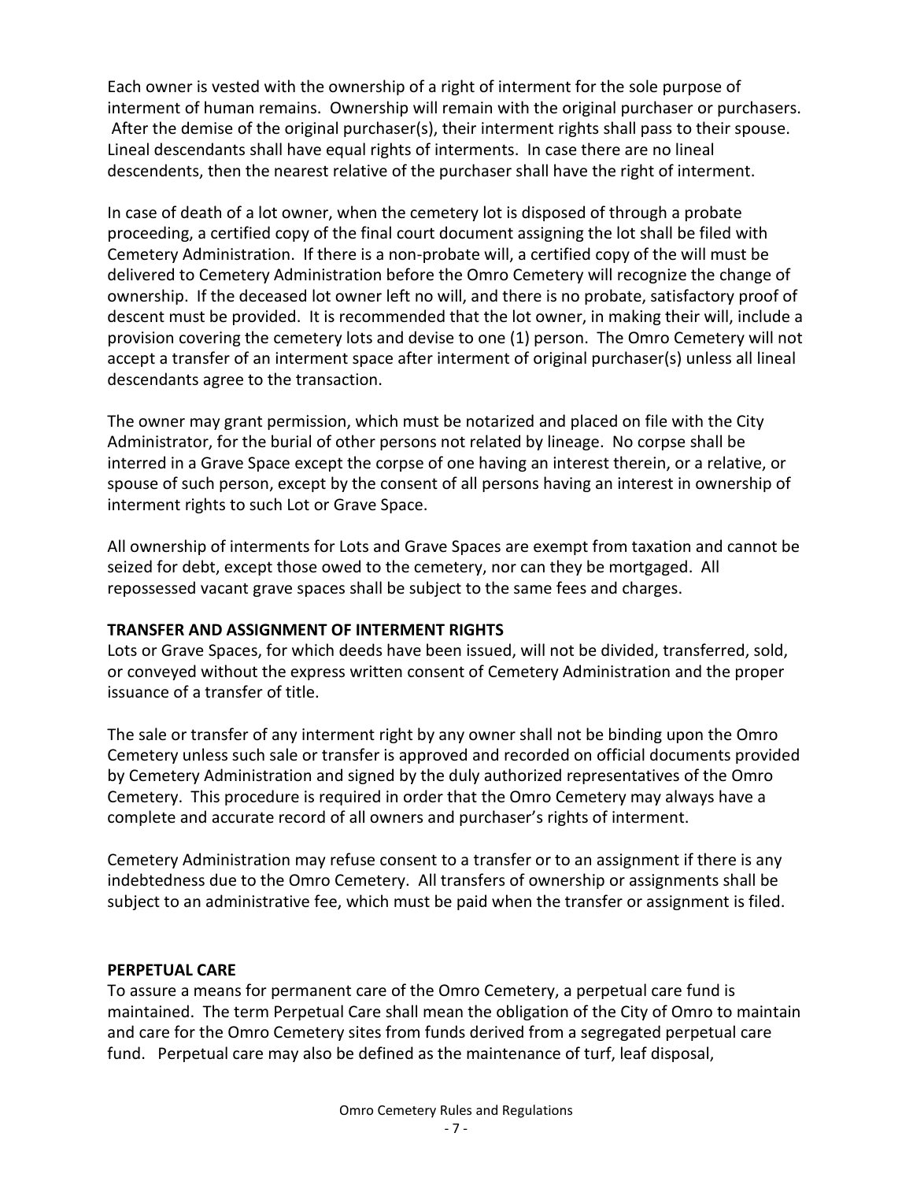Each owner is vested with the ownership of a right of interment for the sole purpose of interment of human remains. Ownership will remain with the original purchaser or purchasers. After the demise of the original purchaser(s), their interment rights shall pass to their spouse. Lineal descendants shall have equal rights of interments. In case there are no lineal descendents, then the nearest relative of the purchaser shall have the right of interment.

In case of death of a lot owner, when the cemetery lot is disposed of through a probate proceeding, a certified copy of the final court document assigning the lot shall be filed with Cemetery Administration. If there is a non-probate will, a certified copy of the will must be delivered to Cemetery Administration before the Omro Cemetery will recognize the change of ownership. If the deceased lot owner left no will, and there is no probate, satisfactory proof of descent must be provided. It is recommended that the lot owner, in making their will, include a provision covering the cemetery lots and devise to one (1) person. The Omro Cemetery will not accept a transfer of an interment space after interment of original purchaser(s) unless all lineal descendants agree to the transaction.

The owner may grant permission, which must be notarized and placed on file with the City Administrator, for the burial of other persons not related by lineage. No corpse shall be interred in a Grave Space except the corpse of one having an interest therein, or a relative, or spouse of such person, except by the consent of all persons having an interest in ownership of interment rights to such Lot or Grave Space.

All ownership of interments for Lots and Grave Spaces are exempt from taxation and cannot be seized for debt, except those owed to the cemetery, nor can they be mortgaged. All repossessed vacant grave spaces shall be subject to the same fees and charges.

**TRANSFER AND ASSIGNMENT OF INTERMENT RIGHTS**

Lots or Grave Spaces, for which deeds have been issued, will not be divided, transferred, sold, or conveyed without the express written consent of Cemetery Administration and the proper issuance of a transfer of title.

The sale or transfer of any interment right by any owner shall not be binding upon the Omro Cemetery unless such sale or transfer is approved and recorded on official documents provided by Cemetery Administration and signed by the duly authorized representatives of the Omro Cemetery. This procedure is required in order that the Omro Cemetery may always have a complete and accurate record of all owners and purchaser's rights of interment.

Cemetery Administration may refuse consent to a transfer or to an assignment if there is any indebtedness due to the Omro Cemetery. All transfers of ownership or assignments shall be subject to an administrative fee, which must be paid when the transfer or assignment is filed.

**PERPETUAL CARE**

To assure a means for permanent care of the Omro Cemetery, a perpetual care fund is maintained. The term Perpetual Care shall mean the obligation of the City of Omro to maintain and care for the Omro Cemetery sites from funds derived from a segregated perpetual care fund. Perpetual care may also be defined as the maintenance of turf, leaf disposal,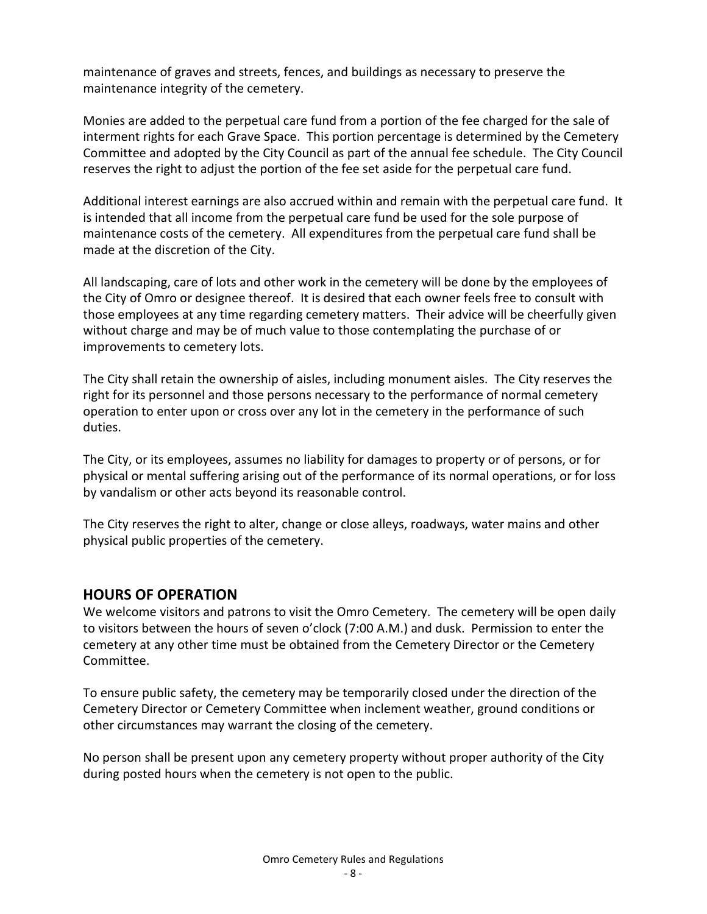maintenance of graves and streets, fences, and buildings as necessary to preserve the maintenance integrity of the cemetery.

Monies are added to the perpetual care fund from a portion of the fee charged for the sale of interment rights for each Grave Space. This portion percentage is determined by the Cemetery Committee and adopted by the City Council as part of the annual fee schedule. The City Council reserves the right to adjust the portion of the fee set aside for the perpetual care fund.

Additional interest earnings are also accrued within and remain with the perpetual care fund. It is intended that all income from the perpetual care fund be used for the sole purpose of maintenance costs of the cemetery. All expenditures from the perpetual care fund shall be made at the discretion of the City.

All landscaping, care of lots and other work in the cemetery will be done by the employees of the City of Omro or designee thereof. It is desired that each owner feels free to consult with those employees at any time regarding cemetery matters. Their advice will be cheerfully given without charge and may be of much value to those contemplating the purchase of or improvements to cemetery lots.

The City shall retain the ownership of aisles, including monument aisles. The City reserves the right for its personnel and those persons necessary to the performance of normal cemetery operation to enter upon or cross over any lot in the cemetery in the performance of such duties.

The City, or its employees, assumes no liability for damages to property or of persons, or for physical or mental suffering arising out of the performance of its normal operations, or for loss by vandalism or other acts beyond its reasonable control.

The City reserves the right to alter, change or close alleys, roadways, water mains and other physical public properties of the cemetery.

## HOURS OF OPERATION

We welcome visitors and patrons to visit the Omro Cemetery. The cemetery will be open daily to visitors between the hours of seven o'clock (7:00 A.M.) and dusk. Permission to enter the cemetery at any other time must be obtained from the Cemetery Director or the Cemetery Committee.

To ensure public safety, the cemetery may be temporarily closed under the direction of the Cemetery Director or Cemetery Committee when inclement weather, ground conditions or other circumstances may warrant the closing of the cemetery.

No person shall be present upon any cemetery property without proper authority of the City during posted hours when the cemetery is not open to the public.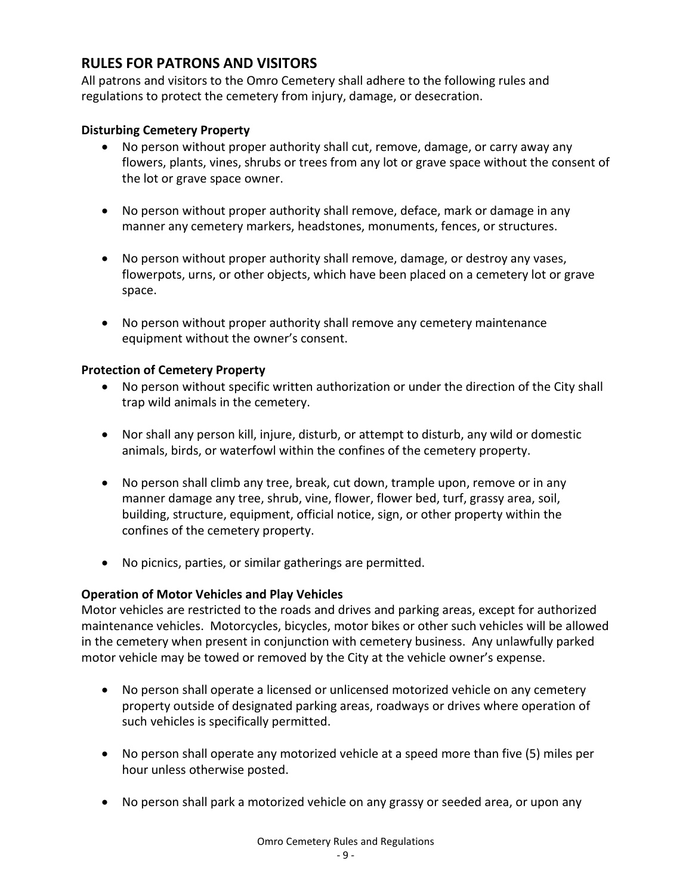## RULES FOR PATRONS AND VISITORS

All patrons and visitors to the Omro Cemetery shall adhere to the following rules and regulations to protect the cemetery from injury, damage, or desecration.

### Disturbing Cemetery Property

- No person without proper authority shall cut, remove, damage, or carry away any flowers, plants, vines, shrubs or trees from any lot or grave space without the consent of the lot or grave space owner.
- No person without proper authority shall remove, deface, mark or damage in any manner any cemetery markers, headstones, monuments, fences, or structures.
- No person without proper authority shall remove, damage, or destroy any vases, flowerpots, urns, or other objects, which have been placed on a cemetery lot or grave space.
- No person without proper authority shall remove any cemetery maintenance equipment without the owner's consent.

### Protection of Cemetery Property

- No person without specific written authorization or under the direction of the City shall trap wild animals in the cemetery.
- Nor shall any person kill, injure, disturb, or attempt to disturb, any wild or domestic animals, birds, or waterfowl within the confines of the cemetery property.
- No person shall climb any tree, break, cut down, trample upon, remove or in any manner damage any tree, shrub, vine, flower, flower bed, turf, grassy area, soil, building, structure, equipment, official notice, sign, or other property within the confines of the cemetery property.
- No picnics, parties, or similar gatherings are permitted.

### Operation of Motor Vehicles and Play Vehicles

Motor vehicles are restricted to the roads and drives and parking areas, except for authorized maintenance vehicles. Motorcycles, bicycles, motor bikes or other such vehicles will be allowed in the cemetery when present in conjunction with cemetery business. Any unlawfully parked motor vehicle may be towed or removed by the City at the vehicle owner's expense.

- No person shall operate a licensed or unlicensed motorized vehicle on any cemetery property outside of designated parking areas, roadways or drives where operation of such vehicles is specifically permitted.
- No person shall operate any motorized vehicle at a speed more than five (5) miles per hour unless otherwise posted.
- No person shall park a motorized vehicle on any grassy or seeded area, or upon any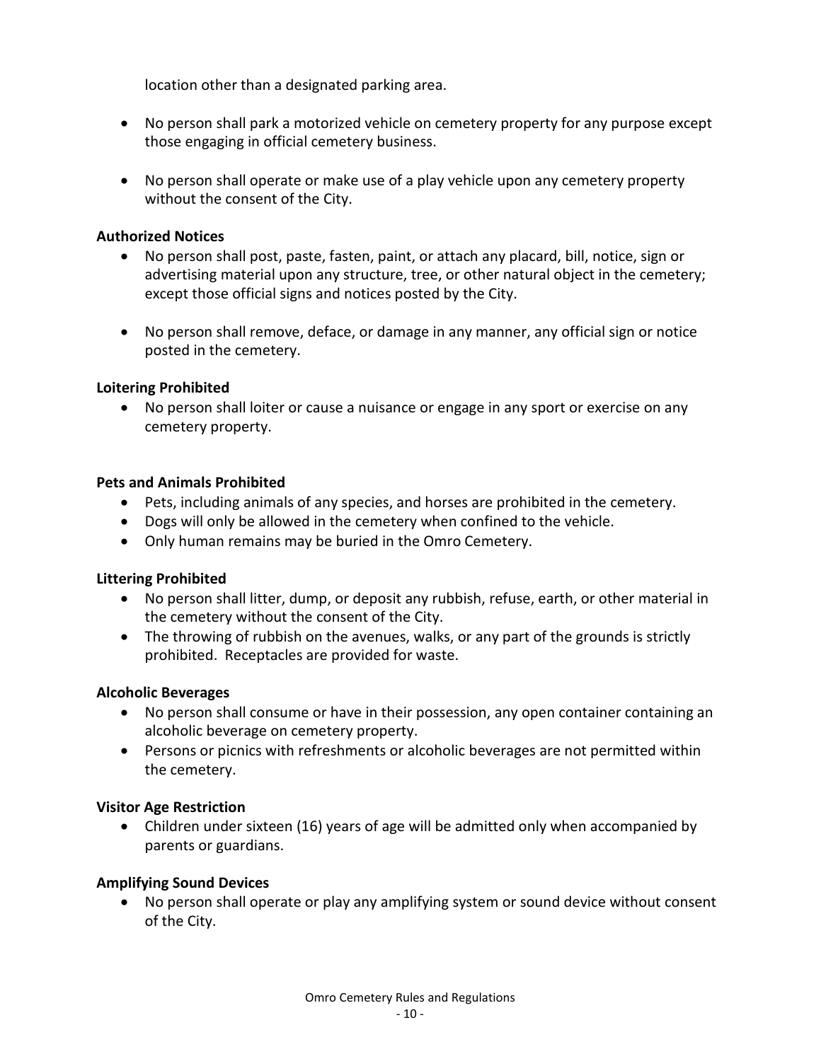location other than a designated parking area.

- No person shall park a motorized vehicle on cemetery property for any purpose except those engaging in official cemetery business.

- No person shall operate or make use of a play vehicle upon any cemetery property without the consent of the City.

**Authorized Notices**

- No person shall post, paste, fasten, paint, or attach any placard, bill, notice, sign or advertising material upon any structure, tree, or other natural object in the cemetery; except those official signs and notices posted by the City.

- No person shall remove, deface, or damage in any manner, any official sign or notice posted in the cemetery.

**Loitering Prohibited**

- No person shall loiter or cause a nuisance or engage in any sport or exercise on any cemetery property.

**Pets and Animals Prohibited**

- Pets, including animals of any species, and horses are prohibited in the cemetery.
- Dogs will only be allowed in the cemetery when confined to the vehicle.
- Only human remains may be buried in the Omro Cemetery.

**Littering Prohibited**

- No person shall litter, dump, or deposit any rubbish, refuse, earth, or other material in the cemetery without the consent of the City.
- The throwing of rubbish on the avenues, walks, or any part of the grounds is strictly prohibited. Receptacles are provided for waste.

**Alcoholic Beverages**

- No person shall consume or have in their possession, any open container containing an alcoholic beverage on cemetery property.
- Persons or picnics with refreshments or alcoholic beverages are not permitted within the cemetery.

**Visitor Age Restriction**

- Children under sixteen (16) years of age will be admitted only when accompanied by parents or guardians.

**Amplifying Sound Devices**

- No person shall operate or play any amplifying system or sound device without consent of the City.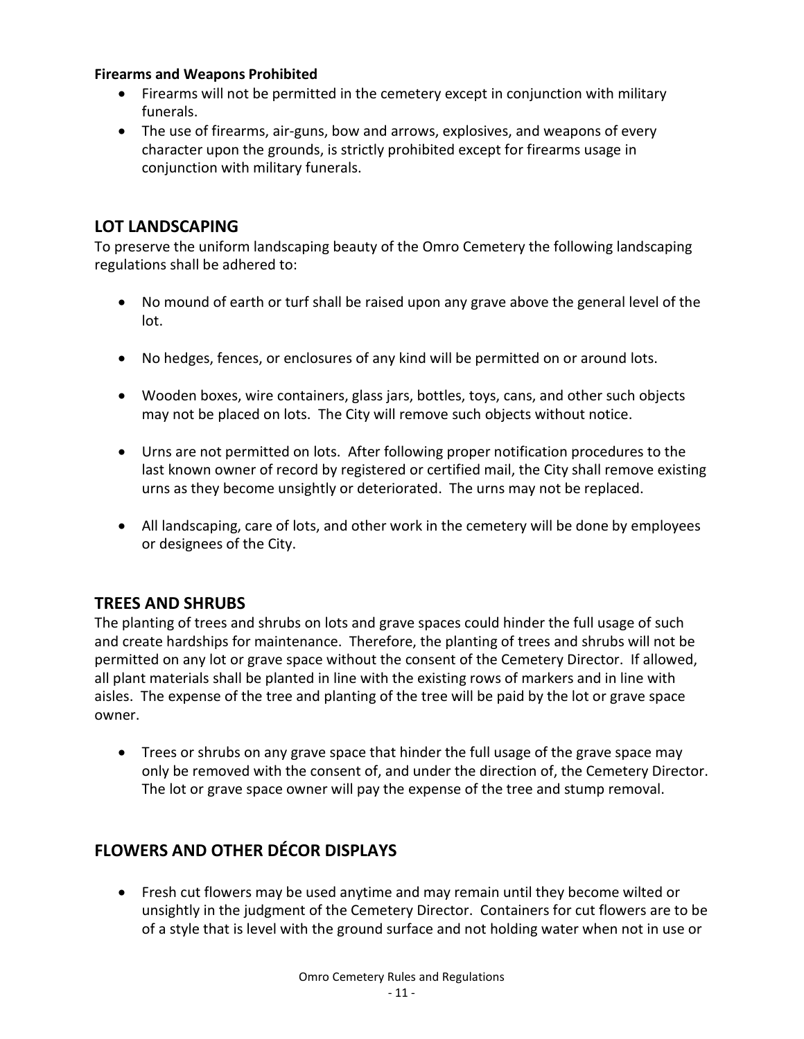**Firearms and Weapons Prohibited**

- Firearms will not be permitted in the cemetery except in conjunction with military funerals.
- The use of firearms, air-guns, bow and arrows, explosives, and weapons of every character upon the grounds, is strictly prohibited except for firearms usage in conjunction with military funerals.

## LOT LANDSCAPING

To preserve the uniform landscaping beauty of the Omro Cemetery the following landscaping regulations shall be adhered to:

- No mound of earth or turf shall be raised upon any grave above the general level of the lot.
- No hedges, fences, or enclosures of any kind will be permitted on or around lots.
- Wooden boxes, wire containers, glass jars, bottles, toys, cans, and other such objects may not be placed on lots. The City will remove such objects without notice.
- Urns are not permitted on lots. After following proper notification procedures to the last known owner of record by registered or certified mail, the City shall remove existing urns as they become unsightly or deteriorated. The urns may not be replaced.
- All landscaping, care of lots, and other work in the cemetery will be done by employees or designees of the City.

## TREES AND SHRUBS

The planting of trees and shrubs on lots and grave spaces could hinder the full usage of such and create hardships for maintenance. Therefore, the planting of trees and shrubs will not be permitted on any lot or grave space without the consent of the Cemetery Director. If allowed, all plant materials shall be planted in line with the existing rows of markers and in line with aisles. The expense of the tree and planting of the tree will be paid by the lot or grave space owner.

- Trees or shrubs on any grave space that hinder the full usage of the grave space may only be removed with the consent of, and under the direction of, the Cemetery Director. The lot or grave space owner will pay the expense of the tree and stump removal.

## FLOWERS AND OTHER DÉCOR DISPLAYS

- Fresh cut flowers may be used anytime and may remain until they become wilted or unsightly in the judgment of the Cemetery Director. Containers for cut flowers are to be of a style that is level with the ground surface and not holding water when not in use or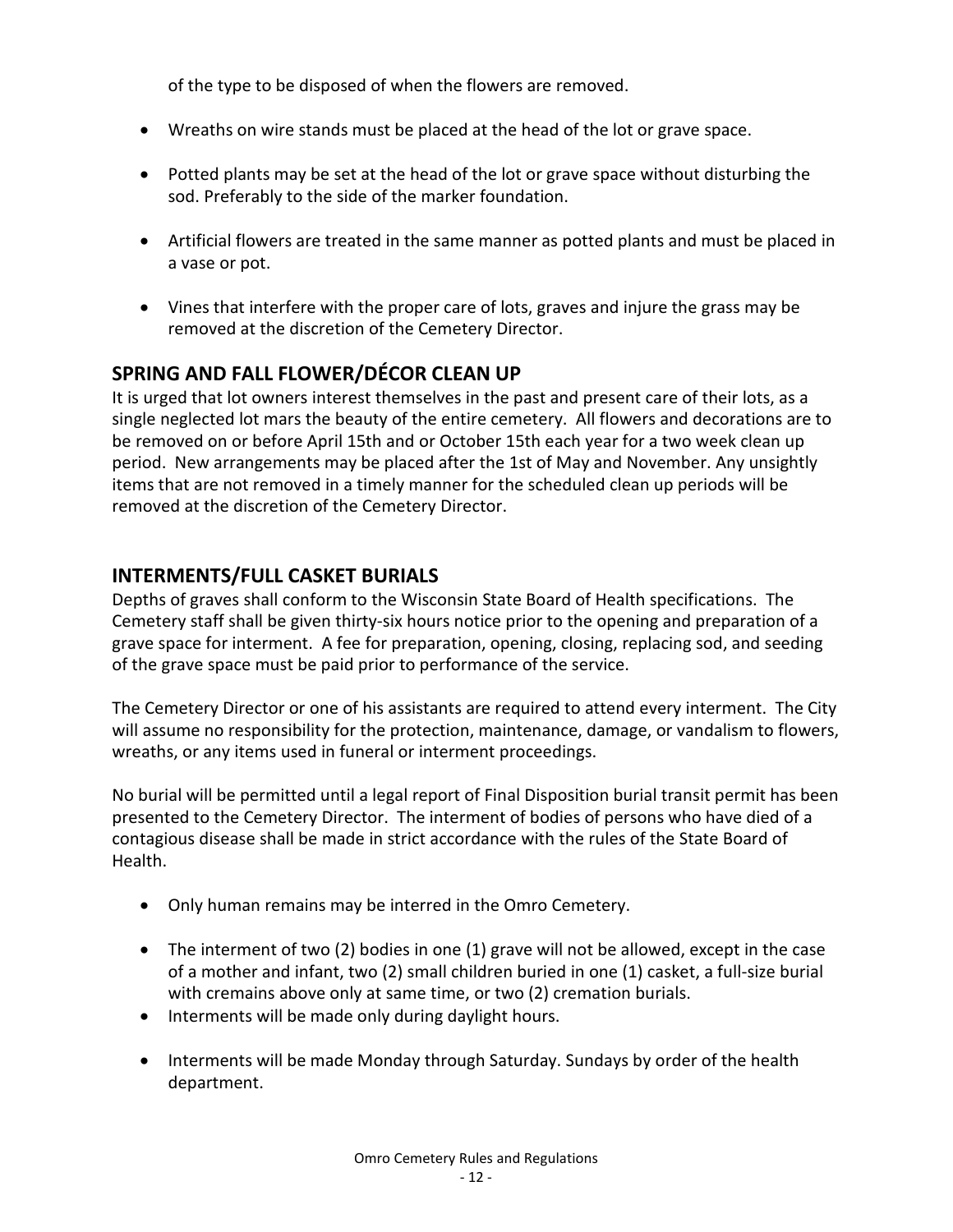of the type to be disposed of when the flowers are removed.

- Wreaths on wire stands must be placed at the head of the lot or grave space.

- Potted plants may be set at the head of the lot or grave space without disturbing the sod. Preferably to the side of the marker foundation.

- Artificial flowers are treated in the same manner as potted plants and must be placed in a vase or pot.

- Vines that interfere with the proper care of lots, graves and injure the grass may be removed at the discretion of the Cemetery Director.

## SPRING AND FALL FLOWER/DÉCOR CLEAN UP

It is urged that lot owners interest themselves in the past and present care of their lots, as a single neglected lot mars the beauty of the entire cemetery. All flowers and decorations are to be removed on or before April 15th and or October 15th each year for a two week clean up period. New arrangements may be placed after the 1st of May and November. Any unsightly items that are not removed in a timely manner for the scheduled clean up periods will be removed at the discretion of the Cemetery Director.

## INTERMENTS/FULL CASKET BURIALS

Depths of graves shall conform to the Wisconsin State Board of Health specifications. The Cemetery staff shall be given thirty-six hours notice prior to the opening and preparation of a grave space for interment. A fee for preparation, opening, closing, replacing sod, and seeding of the grave space must be paid prior to performance of the service.

The Cemetery Director or one of his assistants are required to attend every interment. The City will assume no responsibility for the protection, maintenance, damage, or vandalism to flowers, wreaths, or any items used in funeral or interment proceedings.

No burial will be permitted until a legal report of Final Disposition burial transit permit has been presented to the Cemetery Director. The interment of bodies of persons who have died of a contagious disease shall be made in strict accordance with the rules of the State Board of Health.

- Only human remains may be interred in the Omro Cemetery.

- The interment of two (2) bodies in one (1) grave will not be allowed, except in the case of a mother and infant, two (2) small children buried in one (1) casket, a full-size burial with cremains above only at same time, or two (2) cremation burials.
- Interments will be made only during daylight hours.

- Interments will be made Monday through Saturday. Sundays by order of the health department.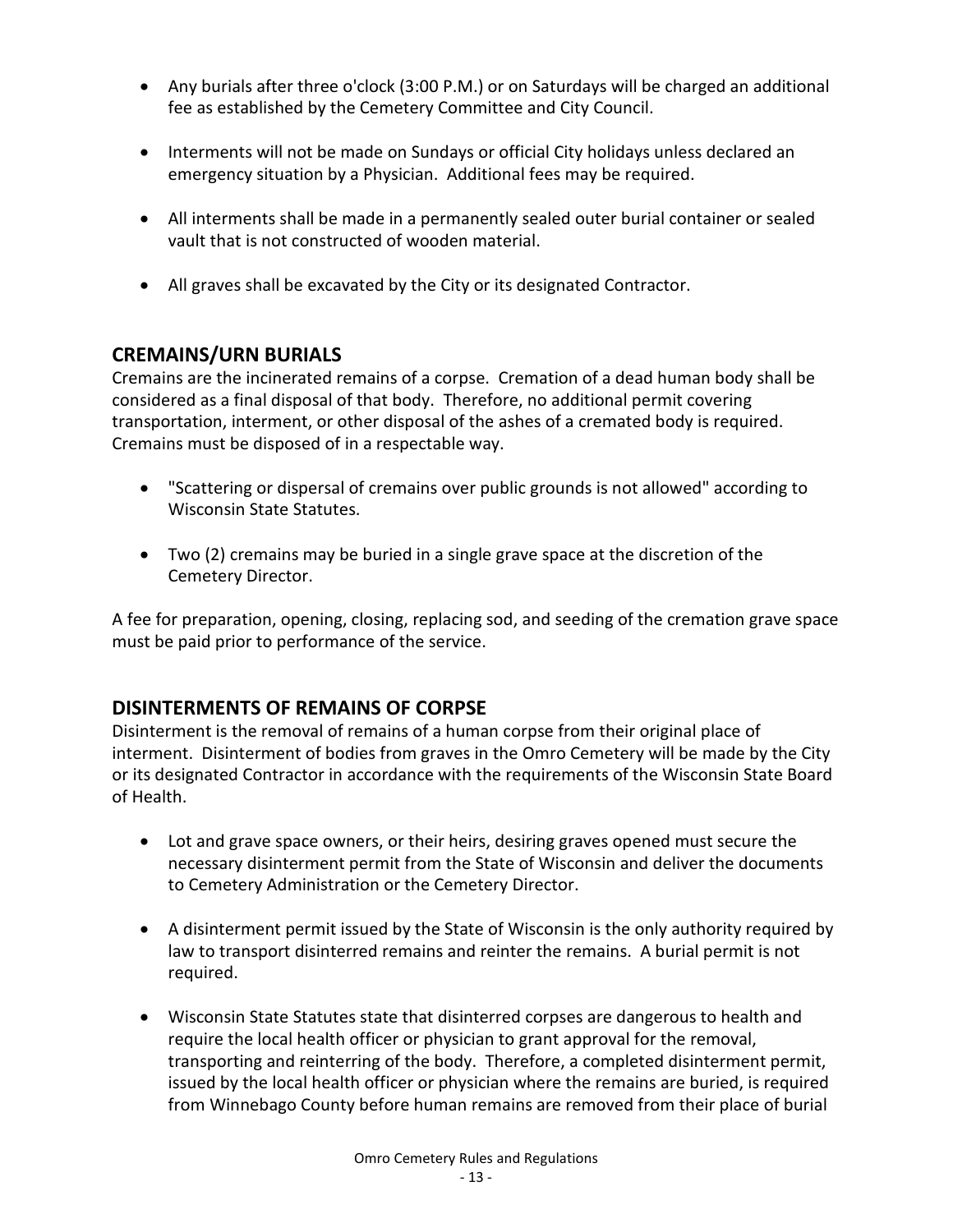- Any burials after three o'clock (3:00 P.M.) or on Saturdays will be charged an additional fee as established by the Cemetery Committee and City Council.

- Interments will not be made on Sundays or official City holidays unless declared an emergency situation by a Physician. Additional fees may be required.

- All interments shall be made in a permanently sealed outer burial container or sealed vault that is not constructed of wooden material.

- All graves shall be excavated by the City or its designated Contractor.

## CREMAINS/URN BURIALS

Cremains are the incinerated remains of a corpse. Cremation of a dead human body shall be considered as a final disposal of that body. Therefore, no additional permit covering transportation, interment, or other disposal of the ashes of a cremated body is required. Cremains must be disposed of in a respectable way.

- "Scattering or dispersal of cremains over public grounds is not allowed" according to Wisconsin State Statutes.

- Two (2) cremains may be buried in a single grave space at the discretion of the Cemetery Director.

A fee for preparation, opening, closing, replacing sod, and seeding of the cremation grave space must be paid prior to performance of the service.

## DISINTERMENTS OF REMAINS OF CORPSE

Disinterment is the removal of remains of a human corpse from their original place of interment. Disinterment of bodies from graves in the Omro Cemetery will be made by the City or its designated Contractor in accordance with the requirements of the Wisconsin State Board of Health.

- Lot and grave space owners, or their heirs, desiring graves opened must secure the necessary disinterment permit from the State of Wisconsin and deliver the documents to Cemetery Administration or the Cemetery Director.

- A disinterment permit issued by the State of Wisconsin is the only authority required by law to transport disinterred remains and reinter the remains. A burial permit is not required.

- Wisconsin State Statutes state that disinterred corpses are dangerous to health and require the local health officer or physician to grant approval for the removal, transporting and reinterring of the body. Therefore, a completed disinterment permit, issued by the local health officer or physician where the remains are buried, is required from Winnebago County before human remains are removed from their place of burial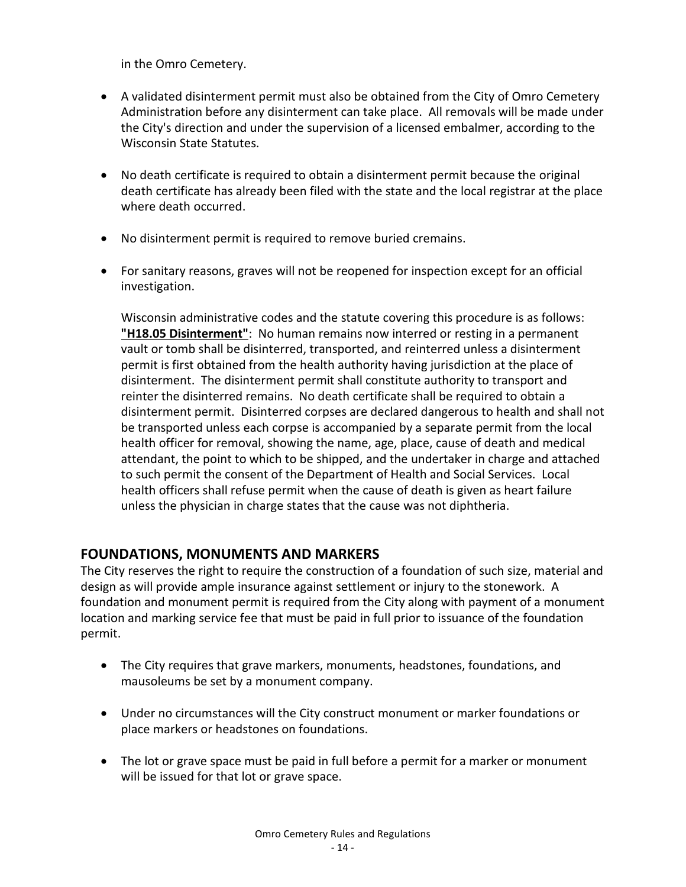in the Omro Cemetery.

- A validated disinterment permit must also be obtained from the City of Omro Cemetery Administration before any disinterment can take place. All removals will be made under the City's direction and under the supervision of a licensed embalmer, according to the Wisconsin State Statutes.

- No death certificate is required to obtain a disinterment permit because the original death certificate has already been filed with the state and the local registrar at the place where death occurred.

- No disinterment permit is required to remove buried cremains.

- For sanitary reasons, graves will not be reopened for inspection except for an official investigation.

  Wisconsin administrative codes and the statute covering this procedure is as follows: **"H18.05 Disinterment"**: No human remains now interred or resting in a permanent vault or tomb shall be disinterred, transported, and reinterred unless a disinterment permit is first obtained from the health authority having jurisdiction at the place of disinterment. The disinterment permit shall constitute authority to transport and reinter the disinterred remains. No death certificate shall be required to obtain a disinterment permit. Disinterred corpses are declared dangerous to health and shall not be transported unless each corpse is accompanied by a separate permit from the local health officer for removal, showing the name, age, place, cause of death and medical attendant, the point to which to be shipped, and the undertaker in charge and attached to such permit the consent of the Department of Health and Social Services. Local health officers shall refuse permit when the cause of death is given as heart failure unless the physician in charge states that the cause was not diphtheria.

## FOUNDATIONS, MONUMENTS AND MARKERS

The City reserves the right to require the construction of a foundation of such size, material and design as will provide ample insurance against settlement or injury to the stonework. A foundation and monument permit is required from the City along with payment of a monument location and marking service fee that must be paid in full prior to issuance of the foundation permit.

- The City requires that grave markers, monuments, headstones, foundations, and mausoleums be set by a monument company.

- Under no circumstances will the City construct monument or marker foundations or place markers or headstones on foundations.

- The lot or grave space must be paid in full before a permit for a marker or monument will be issued for that lot or grave space.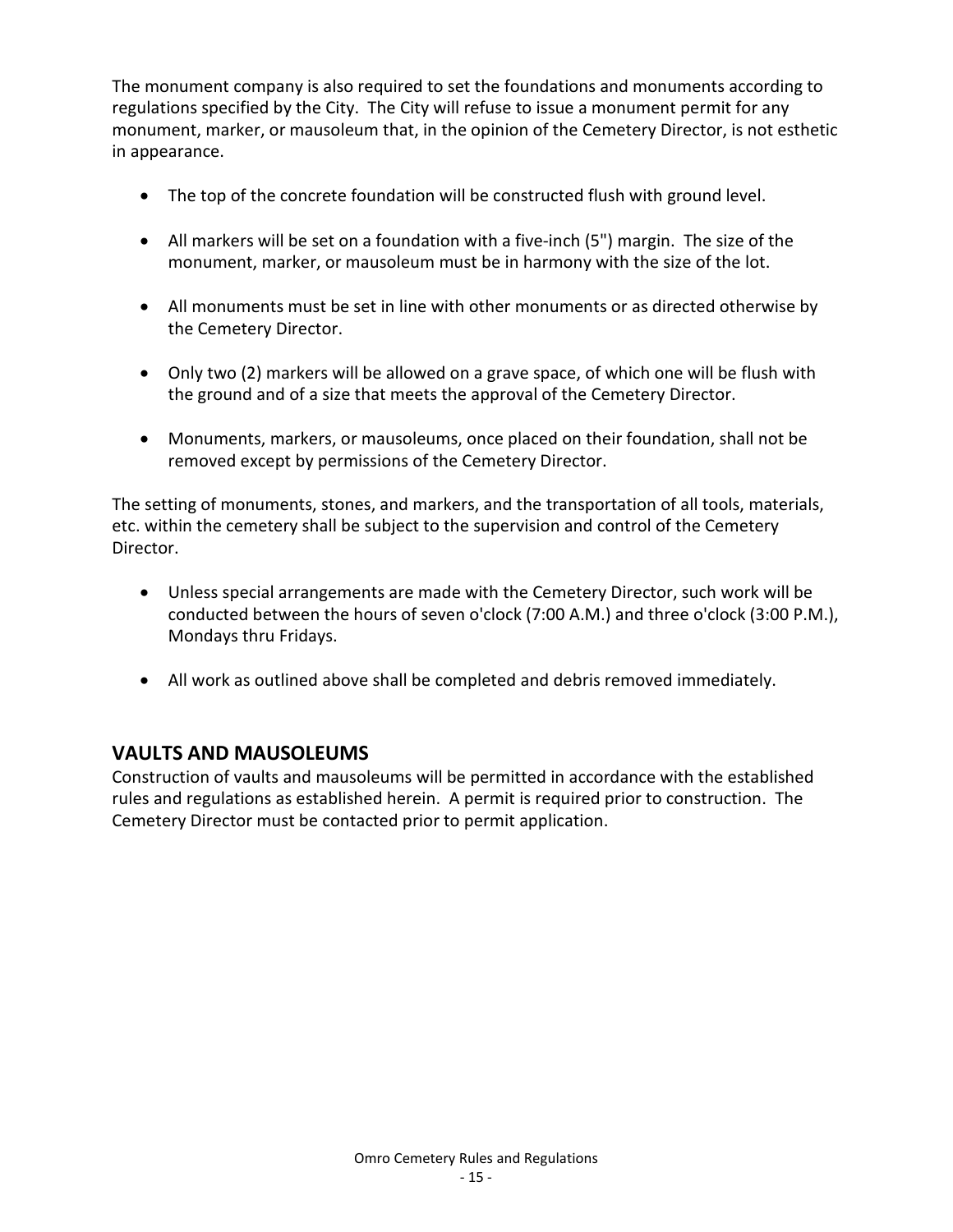The monument company is also required to set the foundations and monuments according to regulations specified by the City. The City will refuse to issue a monument permit for any monument, marker, or mausoleum that, in the opinion of the Cemetery Director, is not esthetic in appearance.

- The top of the concrete foundation will be constructed flush with ground level.
- All markers will be set on a foundation with a five-inch (5") margin. The size of the monument, marker, or mausoleum must be in harmony with the size of the lot.
- All monuments must be set in line with other monuments or as directed otherwise by the Cemetery Director.
- Only two (2) markers will be allowed on a grave space, of which one will be flush with the ground and of a size that meets the approval of the Cemetery Director.
- Monuments, markers, or mausoleums, once placed on their foundation, shall not be removed except by permissions of the Cemetery Director.

The setting of monuments, stones, and markers, and the transportation of all tools, materials, etc. within the cemetery shall be subject to the supervision and control of the Cemetery Director.

- Unless special arrangements are made with the Cemetery Director, such work will be conducted between the hours of seven o'clock (7:00 A.M.) and three o'clock (3:00 P.M.), Mondays thru Fridays.
- All work as outlined above shall be completed and debris removed immediately.

## VAULTS AND MAUSOLEUMS

Construction of vaults and mausoleums will be permitted in accordance with the established rules and regulations as established herein. A permit is required prior to construction. The Cemetery Director must be contacted prior to permit application.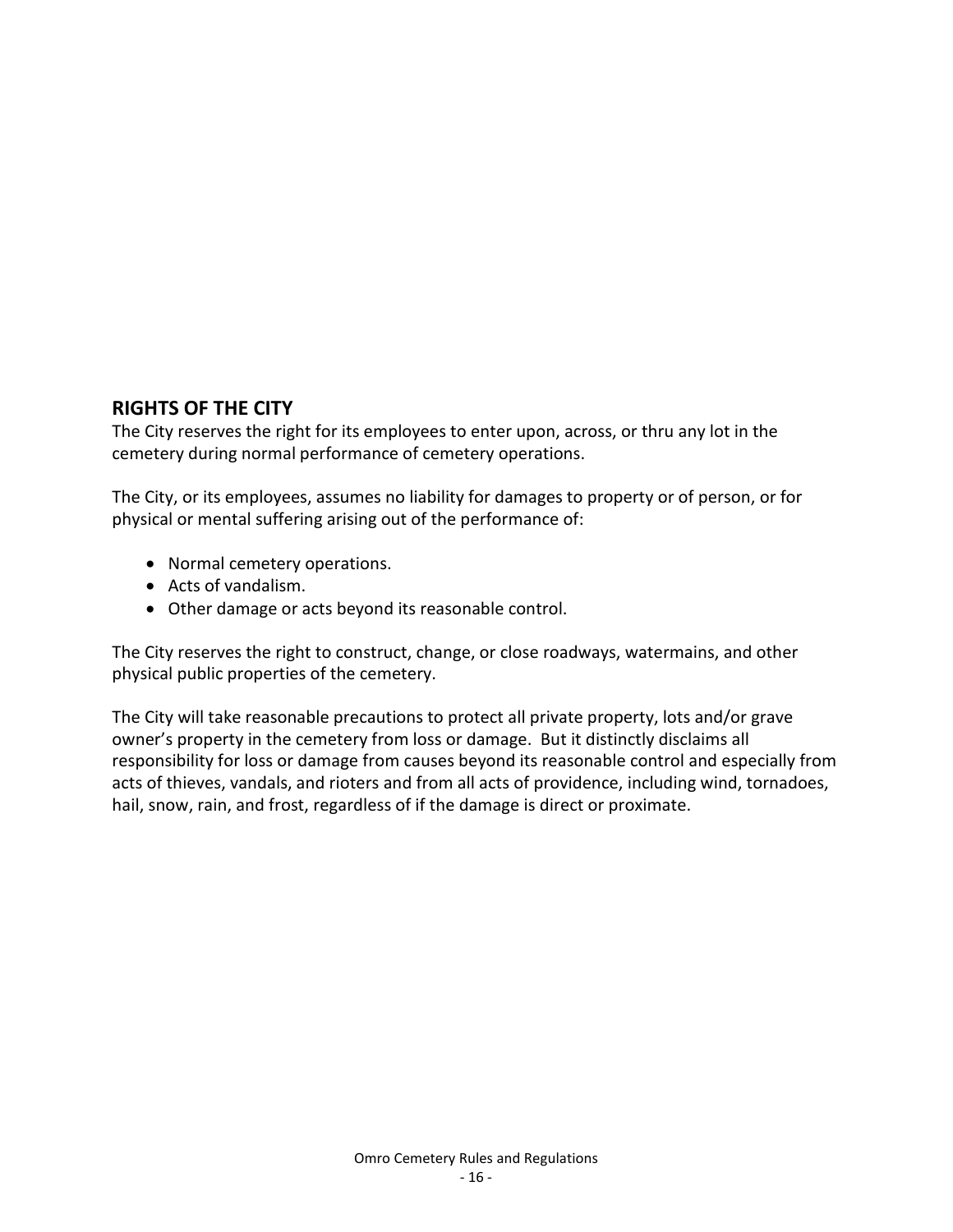## RIGHTS OF THE CITY

The City reserves the right for its employees to enter upon, across, or thru any lot in the cemetery during normal performance of cemetery operations.

The City, or its employees, assumes no liability for damages to property or of person, or for physical or mental suffering arising out of the performance of:

- Normal cemetery operations.
- Acts of vandalism.
- Other damage or acts beyond its reasonable control.

The City reserves the right to construct, change, or close roadways, watermains, and other physical public properties of the cemetery.

The City will take reasonable precautions to protect all private property, lots and/or grave owner's property in the cemetery from loss or damage. But it distinctly disclaims all responsibility for loss or damage from causes beyond its reasonable control and especially from acts of thieves, vandals, and rioters and from all acts of providence, including wind, tornadoes, hail, snow, rain, and frost, regardless of if the damage is direct or proximate.